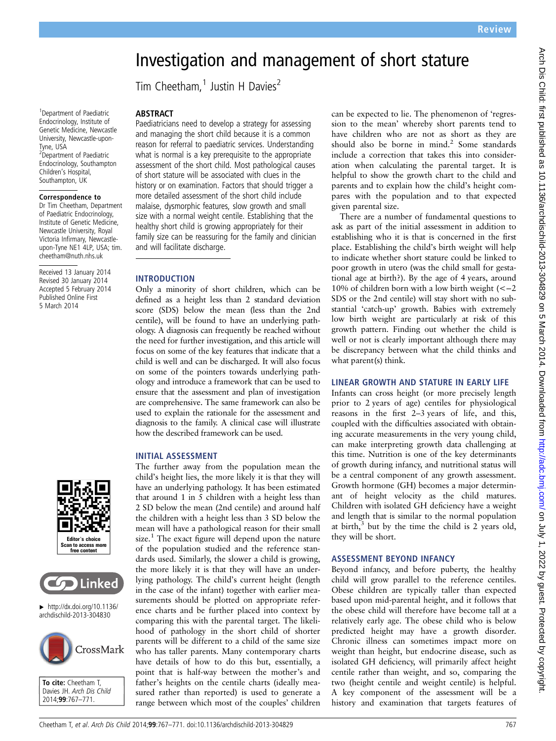Review

# Investigation and management of short stature

Tim Cheetham,[1] Justin H Davies[2]

[1]Department of Paediatric Endocrinology, Institute of Genetic Medicine, Newcastle University, Newcastle-upon-Tyne, USA
[2]Department of Paediatric Endocrinology, Southampton Children's Hospital, Southampton, UK

**Correspondence to**
Dr Tim Cheetham, Department of Paediatric Endocrinology, Institute of Genetic Medicine, Newcastle University, Royal Victoria Infirmary, Newcastle-upon-Tyne NE1 4LP, USA; tim.cheetham@nuth.nhs.uk

Received 13 January 2014
Revised 30 January 2014
Accepted 5 February 2014
Published Online First 5 March 2014

Editor's choice
Scan to access more free content

► http://dx.doi.org/10.1136/archdischild-2013-304830

**To cite:** Cheetham T, Davies JH. *Arch Dis Child* 2014;**99**:767–771.

## ABSTRACT

Paediatricians need to develop a strategy for assessing and managing the short child because it is a common reason for referral to paediatric services. Understanding what is normal is a key prerequisite to the appropriate assessment of the short child. Most pathological causes of short stature will be associated with clues in the history or on examination. Factors that should trigger a more detailed assessment of the short child include malaise, dysmorphic features, slow growth and small size with a normal weight centile. Establishing that the healthy short child is growing appropriately for their family size can be reassuring for the family and clinician and will facilitate discharge.

## INTRODUCTION

Only a minority of short children, which can be defined as a height less than 2 standard deviation score (SDS) below the mean (less than the 2nd centile), will be found to have an underlying pathology. A diagnosis can frequently be reached without the need for further investigation, and this article will focus on some of the key features that indicate that a child is well and can be discharged. It will also focus on some of the pointers towards underlying pathology and introduce a framework that can be used to ensure that the assessment and plan of investigation are comprehensive. The same framework can also be used to explain the rationale for the assessment and diagnosis to the family. A clinical case will illustrate how the described framework can be used.

## INITIAL ASSESSMENT

The further away from the population mean the child's height lies, the more likely it is that they will have an underlying pathology. It has been estimated that around 1 in 5 children with a height less than 2 SD below the mean (2nd centile) and around half the children with a height less than 3 SD below the mean will have a pathological reason for their small size.[1] The exact figure will depend upon the nature of the population studied and the reference standards used. Similarly, the slower a child is growing, the more likely it is that they will have an underlying pathology. The child's current height (length in the case of the infant) together with earlier measurements should be plotted on appropriate reference charts and be further placed into context by comparing this with the parental target. The likelihood of pathology in the short child of shorter parents will be different to a child of the same size who has taller parents. Many contemporary charts have details of how to do this but, essentially, a point that is half-way between the mother's and father's heights on the centile charts (ideally measured rather than reported) is used to generate a range between which most of the couples' children can be expected to lie. The phenomenon of 'regression to the mean' whereby short parents tend to have children who are not as short as they are should also be borne in mind.[2] Some standards include a correction that takes this into consideration when calculating the parental target. It is helpful to show the growth chart to the child and parents and to explain how the child's height compares with the population and to that expected given parental size.

There are a number of fundamental questions to ask as part of the initial assessment in addition to establishing who it is that is concerned in the first place. Establishing the child's birth weight will help to indicate whether short stature could be linked to poor growth in utero (was the child small for gestational age at birth?). By the age of 4 years, around 10% of children born with a low birth weight ($<-2$ SDS or the 2nd centile) will stay short with no substantial 'catch-up' growth. Babies with extremely low birth weight are particularly at risk of this growth pattern. Finding out whether the child is well or not is clearly important although there may be discrepancy between what the child thinks and what parent(s) think.

## LINEAR GROWTH AND STATURE IN EARLY LIFE

Infants can cross height (or more precisely length prior to 2 years of age) centiles for physiological reasons in the first 2–3 years of life, and this, coupled with the difficulties associated with obtaining accurate measurements in the very young child, can make interpreting growth data challenging at this time. Nutrition is one of the key determinants of growth during infancy, and nutritional status will be a central component of any growth assessment. Growth hormone (GH) becomes a major determinant of height velocity as the child matures. Children with isolated GH deficiency have a weight and length that is similar to the normal population at birth,[3] but by the time the child is 2 years old, they will be short.

## ASSESSMENT BEYOND INFANCY

Beyond infancy, and before puberty, the healthy child will grow parallel to the reference centiles. Obese children are typically taller than expected based upon mid-parental height, and it follows that the obese child will therefore have become tall at a relatively early age. The obese child who is below predicted height may have a growth disorder. Chronic illness can sometimes impact more on weight than height, but endocrine disease, such as isolated GH deficiency, will primarily affect height centile rather than weight, and so, comparing the two (height centile and weight centile) is helpful. A key component of the assessment will be a history and examination that targets features of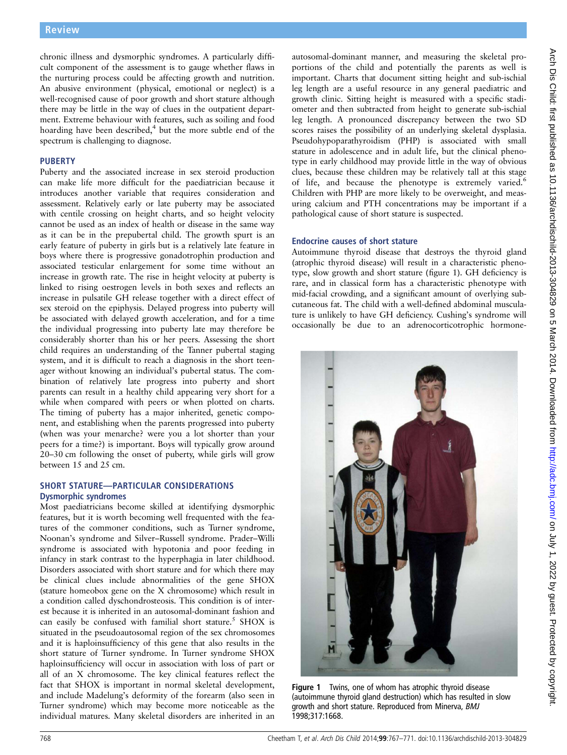chronic illness and dysmorphic syndromes. A particularly difficult component of the assessment is to gauge whether flaws in the nurturing process could be affecting growth and nutrition. An abusive environment (physical, emotional or neglect) is a well-recognised cause of poor growth and short stature although there may be little in the way of clues in the outpatient department. Extreme behaviour with features, such as soiling and food hoarding have been described,[4] but the more subtle end of the spectrum is challenging to diagnose.

## PUBERTY

Puberty and the associated increase in sex steroid production can make life more difficult for the paediatrician because it introduces another variable that requires consideration and assessment. Relatively early or late puberty may be associated with centile crossing on height charts, and so height velocity cannot be used as an index of health or disease in the same way as it can be in the prepubertal child. The growth spurt is an early feature of puberty in girls but is a relatively late feature in boys where there is progressive gonadotrophin production and associated testicular enlargement for some time without an increase in growth rate. The rise in height velocity at puberty is linked to rising oestrogen levels in both sexes and reflects an increase in pulsatile GH release together with a direct effect of sex steroid on the epiphysis. Delayed progress into puberty will be associated with delayed growth acceleration, and for a time the individual progressing into puberty late may therefore be considerably shorter than his or her peers. Assessing the short child requires an understanding of the Tanner pubertal staging system, and it is difficult to reach a diagnosis in the short teenager without knowing an individual's pubertal status. The combination of relatively late progress into puberty and short parents can result in a healthy child appearing very short for a while when compared with peers or when plotted on charts. The timing of puberty has a major inherited, genetic component, and establishing when the parents progressed into puberty (when was your menarche? were you a lot shorter than your peers for a time?) is important. Boys will typically grow around 20–30 cm following the onset of puberty, while girls will grow between 15 and 25 cm.

## SHORT STATURE—PARTICULAR CONSIDERATIONS

### Dysmorphic syndromes

Most paediatricians become skilled at identifying dysmorphic features, but it is worth becoming well frequented with the features of the commoner conditions, such as Turner syndrome, Noonan's syndrome and Silver–Russell syndrome. Prader–Willi syndrome is associated with hypotonia and poor feeding in infancy in stark contrast to the hyperphagia in later childhood. Disorders associated with short stature and for which there may be clinical clues include abnormalities of the gene SHOX (stature homeobox gene on the X chromosome) which result in a condition called dyschondrosteosis. This condition is of interest because it is inherited in an autosomal-dominant fashion and can easily be confused with familial short stature.[5] SHOX is situated in the pseudoautosomal region of the sex chromosomes and it is haploinsufficiency of this gene that also results in the short stature of Turner syndrome. In Turner syndrome SHOX haploinsufficiency will occur in association with loss of part or all of an X chromosome. The key clinical features reflect the fact that SHOX is important in normal skeletal development, and include Madelung's deformity of the forearm (also seen in Turner syndrome) which may become more noticeable as the individual matures. Many skeletal disorders are inherited in an autosomal-dominant manner, and measuring the skeletal proportions of the child and potentially the parents as well is important. Charts that document sitting height and sub-ischial leg length are a useful resource in any general paediatric and growth clinic. Sitting height is measured with a specific stadiometer and then subtracted from height to generate sub-ischial leg length. A pronounced discrepancy between the two SD scores raises the possibility of an underlying skeletal dysplasia. Pseudohypoparathyroidism (PHP) is associated with small stature in adolescence and in adult life, but the clinical phenotype in early childhood may provide little in the way of obvious clues, because these children may be relatively tall at this stage of life, and because the phenotype is extremely varied.[6] Children with PHP are more likely to be overweight, and measuring calcium and PTH concentrations may be important if a pathological cause of short stature is suspected.

### Endocrine causes of short stature

Autoimmune thyroid disease that destroys the thyroid gland (atrophic thyroid disease) will result in a characteristic phenotype, slow growth and short stature (figure 1). GH deficiency is rare, and in classical form has a characteristic phenotype with mid-facial crowding, and a significant amount of overlying subcutaneous fat. The child with a well-defined abdominal musculature is unlikely to have GH deficiency. Cushing's syndrome will occasionally be due to an adrenocorticotrophic hormone-

**Figure 1** Twins, one of whom has atrophic thyroid disease (autoimmune thyroid gland destruction) which has resulted in slow growth and short stature. Reproduced from Minerva, *BMJ* 1998;317:1668.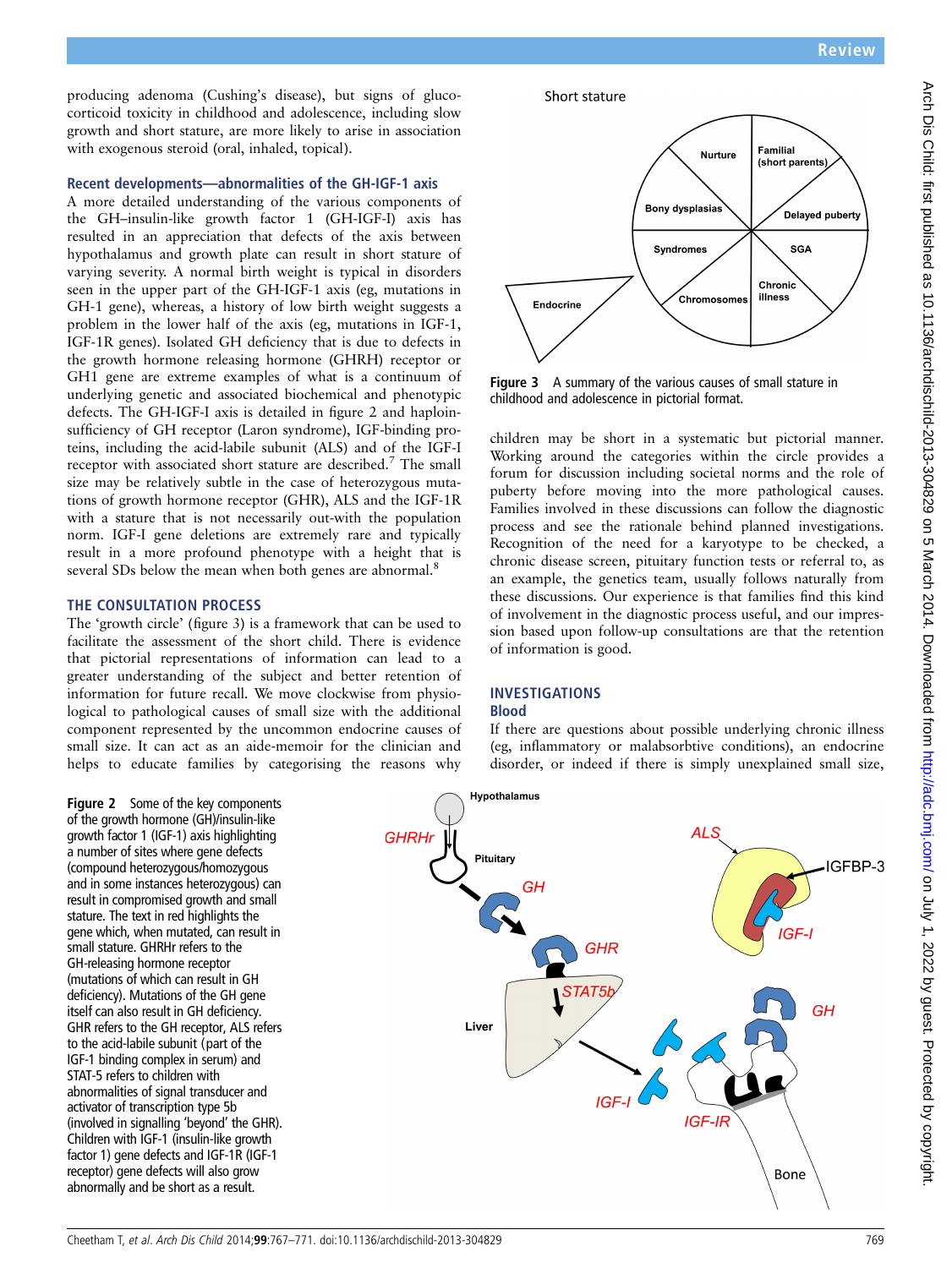producing adenoma (Cushing's disease), but signs of glucocorticoid toxicity in childhood and adolescence, including slow growth and short stature, are more likely to arise in association with exogenous steroid (oral, inhaled, topical).

### Recent developments—abnormalities of the GH-IGF-1 axis

A more detailed understanding of the various components of the GH–insulin-like growth factor 1 (GH-IGF-I) axis has resulted in an appreciation that defects of the axis between hypothalamus and growth plate can result in short stature of varying severity. A normal birth weight is typical in disorders seen in the upper part of the GH-IGF-1 axis (eg, mutations in GH-1 gene), whereas, a history of low birth weight suggests a problem in the lower half of the axis (eg, mutations in IGF-1, IGF-1R genes). Isolated GH deficiency that is due to defects in the growth hormone releasing hormone (GHRH) receptor or GH1 gene are extreme examples of what is a continuum of underlying genetic and associated biochemical and phenotypic defects. The GH-IGF-I axis is detailed in figure 2 and haploinsufficiency of GH receptor (Laron syndrome), IGF-binding proteins, including the acid-labile subunit (ALS) and of the IGF-I receptor with associated short stature are described.[7] The small size may be relatively subtle in the case of heterozygous mutations of growth hormone receptor (GHR), ALS and the IGF-1R with a stature that is not necessarily out-with the population norm. IGF-I gene deletions are extremely rare and typically result in a more profound phenotype with a height that is several SDs below the mean when both genes are abnormal.[8]

## THE CONSULTATION PROCESS

The 'growth circle' (figure 3) is a framework that can be used to facilitate the assessment of the short child. There is evidence that pictorial representations of information can lead to a greater understanding of the subject and better retention of information for future recall. We move clockwise from physiological to pathological causes of small size with the additional component represented by the uncommon endocrine causes of small size. It can act as an aide-memoir for the clinician and helps to educate families by categorising the reasons why children may be short in a systematic but pictorial manner. Working around the categories within the circle provides a forum for discussion including societal norms and the role of puberty before moving into the more pathological causes. Families involved in these discussions can follow the diagnostic process and see the rationale behind planned investigations. Recognition of the need for a karyotype to be checked, a chronic disease screen, pituitary function tests or referral to, as an example, the genetics team, usually follows naturally from these discussions. Our experience is that families find this kind of involvement in the diagnostic process useful, and our impression based upon follow-up consultations are that the retention of information is good.

Figure 3 A summary of the various causes of small stature in childhood and adolescence in pictorial format.

## INVESTIGATIONS

### Blood

If there are questions about possible underlying chronic illness (eg, inflammatory or malabsorbtive conditions), an endocrine disorder, or indeed if there is simply unexplained small size,

Figure 2 Some of the key components of the growth hormone (GH)/insulin-like growth factor 1 (IGF-1) axis highlighting a number of sites where gene defects (compound heterozygous/homozygous and in some instances heterozygous) can result in compromised growth and small stature. The text in red highlights the gene which, when mutated, can result in small stature. GHRHr refers to the GH-releasing hormone receptor (mutations of which can result in GH deficiency). Mutations of the GH gene itself can also result in GH deficiency. GHR refers to the GH receptor, ALS refers to the acid-labile subunit (part of the IGF-1 binding complex in serum) and STAT-5 refers to children with abnormalities of signal transducer and activator of transcription type 5b (involved in signalling 'beyond' the GHR). Children with IGF-1 (insulin-like growth factor 1) gene defects and IGF-1R (IGF-1 receptor) gene defects will also grow abnormally and be short as a result.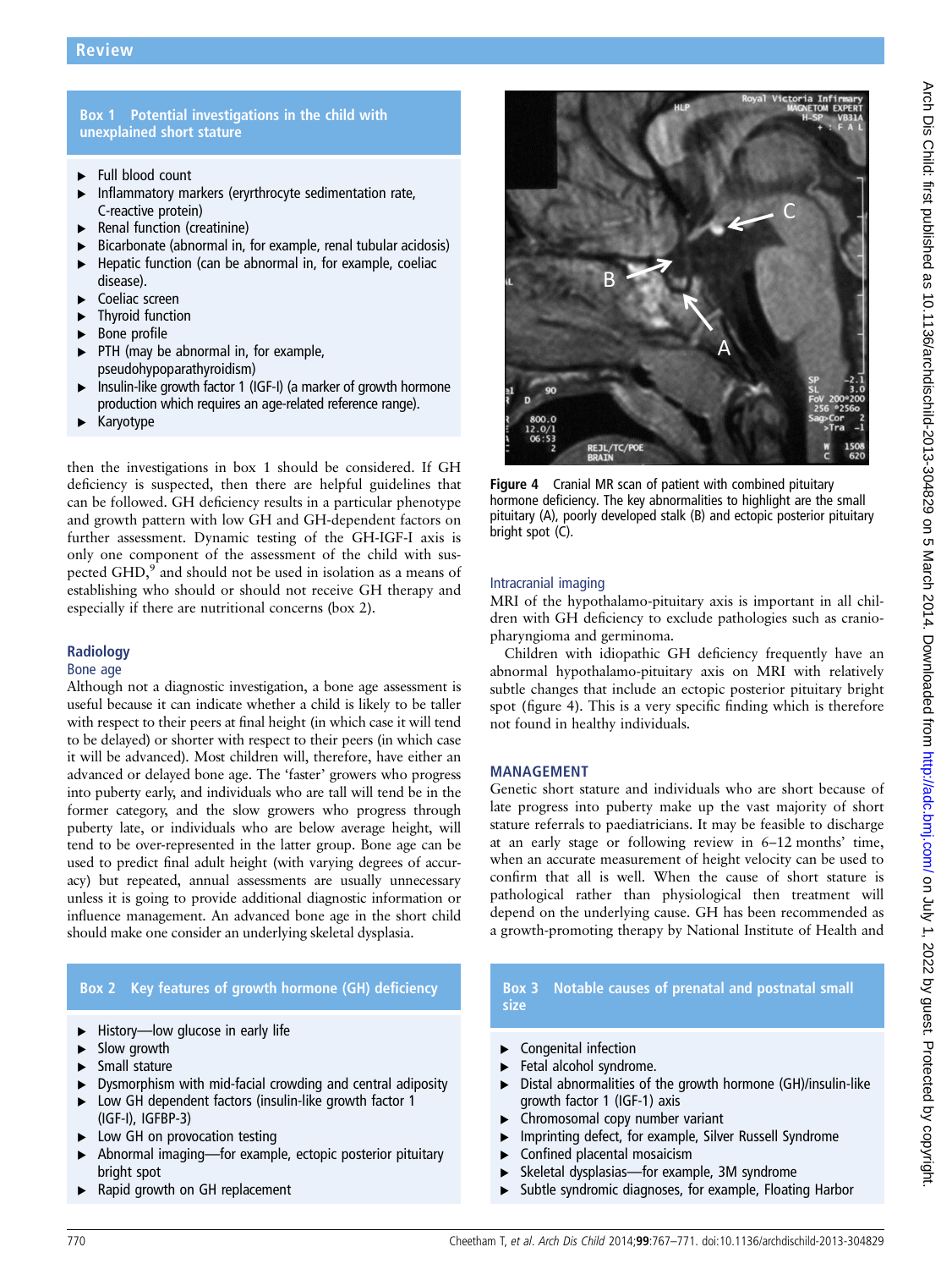### Box 1 Potential investigations in the child with unexplained short stature

- Full blood count
- Inflammatory markers (eryrthrocyte sedimentation rate, C-reactive protein)
- Renal function (creatinine)
- Bicarbonate (abnormal in, for example, renal tubular acidosis)
- Hepatic function (can be abnormal in, for example, coeliac disease).
- Coeliac screen
- Thyroid function
- Bone profile
- PTH (may be abnormal in, for example, pseudohypoparathyroidism)
- Insulin-like growth factor 1 (IGF-I) (a marker of growth hormone production which requires an age-related reference range).
- Karyotype

then the investigations in box 1 should be considered. If GH deficiency is suspected, then there are helpful guidelines that can be followed. GH deficiency results in a particular phenotype and growth pattern with low GH and GH-dependent factors on further assessment. Dynamic testing of the GH-IGF-I axis is only one component of the assessment of the child with suspected GHD,[9] and should not be used in isolation as a means of establishing who should or should not receive GH therapy and especially if there are nutritional concerns (box 2).

## Radiology

### Bone age

Although not a diagnostic investigation, a bone age assessment is useful because it can indicate whether a child is likely to be taller with respect to their peers at final height (in which case it will tend to be delayed) or shorter with respect to their peers (in which case it will be advanced). Most children will, therefore, have either an advanced or delayed bone age. The 'faster' growers who progress into puberty early, and individuals who are tall will tend be in the former category, and the slow growers who progress through puberty late, or individuals who are below average height, will tend to be over-represented in the latter group. Bone age can be used to predict final adult height (with varying degrees of accuracy) but repeated, annual assessments are usually unnecessary unless it is going to provide additional diagnostic information or influence management. An advanced bone age in the short child should make one consider an underlying skeletal dysplasia.

### Box 2 Key features of growth hormone (GH) deficiency

- History—low glucose in early life
- Slow growth
- Small stature
- Dysmorphism with mid-facial crowding and central adiposity
- Low GH dependent factors (insulin-like growth factor 1 (IGF-I), IGFBP-3)
- Low GH on provocation testing
- Abnormal imaging—for example, ectopic posterior pituitary bright spot
- Rapid growth on GH replacement

Figure 4 Cranial MR scan of patient with combined pituitary hormone deficiency. The key abnormalities to highlight are the small pituitary (A), poorly developed stalk (B) and ectopic posterior pituitary bright spot (C).

### Intracranial imaging

MRI of the hypothalamo-pituitary axis is important in all children with GH deficiency to exclude pathologies such as craniopharyngioma and germinoma.

Children with idiopathic GH deficiency frequently have an abnormal hypothalamo-pituitary axis on MRI with relatively subtle changes that include an ectopic posterior pituitary bright spot (figure 4). This is a very specific finding which is therefore not found in healthy individuals.

## MANAGEMENT

Genetic short stature and individuals who are short because of late progress into puberty make up the vast majority of short stature referrals to paediatricians. It may be feasible to discharge at an early stage or following review in 6–12 months' time, when an accurate measurement of height velocity can be used to confirm that all is well. When the cause of short stature is pathological rather than physiological then treatment will depend on the underlying cause. GH has been recommended as a growth-promoting therapy by National Institute of Health and

### Box 3 Notable causes of prenatal and postnatal small size

- Congenital infection
- Fetal alcohol syndrome.
- Distal abnormalities of the growth hormone (GH)/insulin-like growth factor 1 (IGF-1) axis
- Chromosomal copy number variant
- Imprinting defect, for example, Silver Russell Syndrome
- Confined placental mosaicism
- Skeletal dysplasias—for example, 3M syndrome
- Subtle syndromic diagnoses, for example, Floating Harbor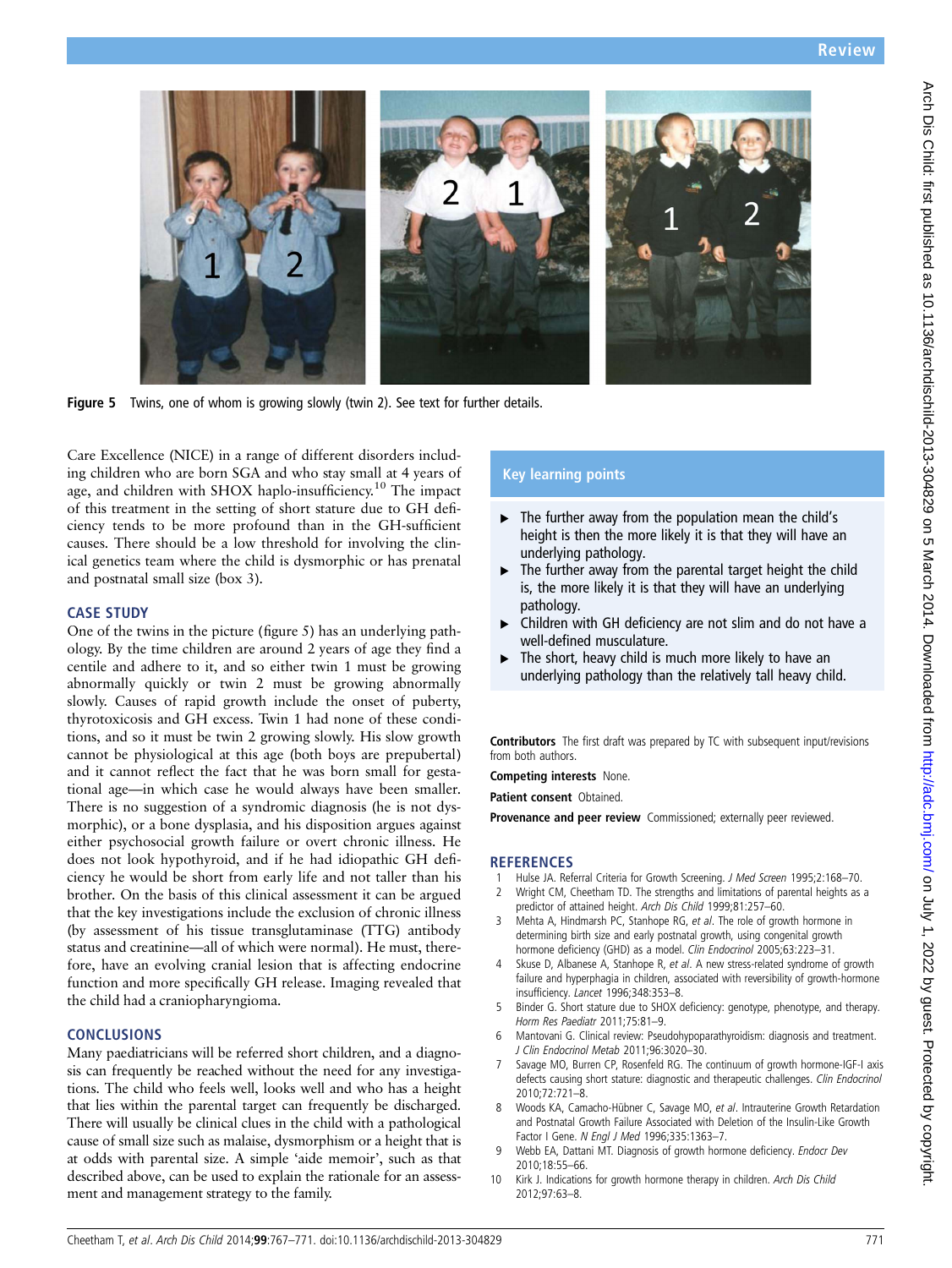Figure 5 Twins, one of whom is growing slowly (twin 2). See text for further details.

Care Excellence (NICE) in a range of different disorders including children who are born SGA and who stay small at 4 years of age, and children with SHOX haplo-insufficiency.[10] The impact of this treatment in the setting of short stature due to GH deficiency tends to be more profound than in the GH-sufficient causes. There should be a low threshold for involving the clinical genetics team where the child is dysmorphic or has prenatal and postnatal small size (box 3).

## CASE STUDY

One of the twins in the picture (figure 5) has an underlying pathology. By the time children are around 2 years of age they find a centile and adhere to it, and so either twin 1 must be growing abnormally quickly or twin 2 must be growing abnormally slowly. Causes of rapid growth include the onset of puberty, thyrotoxicosis and GH excess. Twin 1 had none of these conditions, and so it must be twin 2 growing slowly. His slow growth cannot be physiological at this age (both boys are prepubertal) and it cannot reflect the fact that he was born small for gestational age—in which case he would always have been smaller. There is no suggestion of a syndromic diagnosis (he is not dysmorphic), or a bone dysplasia, and his disposition argues against either psychosocial growth failure or overt chronic illness. He does not look hypothyroid, and if he had idiopathic GH deficiency he would be short from early life and not taller than his brother. On the basis of this clinical assessment it can be argued that the key investigations include the exclusion of chronic illness (by assessment of his tissue transglutaminase (TTG) antibody status and creatinine—all of which were normal). He must, therefore, have an evolving cranial lesion that is affecting endocrine function and more specifically GH release. Imaging revealed that the child had a craniopharyngioma.

## CONCLUSIONS

Many paediatricians will be referred short children, and a diagnosis can frequently be reached without the need for any investigations. The child who feels well, looks well and who has a height that lies within the parental target can frequently be discharged. There will usually be clinical clues in the child with a pathological cause of small size such as malaise, dysmorphism or a height that is at odds with parental size. A simple 'aide memoir', such as that described above, can be used to explain the rationale for an assessment and management strategy to the family.

### Key learning points

- The further away from the population mean the child's height is then the more likely it is that they will have an underlying pathology.
- The further away from the parental target height the child is, the more likely it is that they will have an underlying pathology.
- Children with GH deficiency are not slim and do not have a well-defined musculature.
- The short, heavy child is much more likely to have an underlying pathology than the relatively tall heavy child.

**Contributors** The first draft was prepared by TC with subsequent input/revisions from both authors.

**Competing interests** None.

**Patient consent** Obtained.

**Provenance and peer review** Commissioned; externally peer reviewed.

## REFERENCES

1. Hulse JA. Referral Criteria for Growth Screening. *J Med Screen* 1995;2:168–70.
2. Wright CM, Cheetham TD. The strengths and limitations of parental heights as a predictor of attained height. *Arch Dis Child* 1999;81:257–60.
3. Mehta A, Hindmarsh PC, Stanhope RG, *et al*. The role of growth hormone in determining birth size and early postnatal growth, using congenital growth hormone deficiency (GHD) as a model. *Clin Endocrinol* 2005;63:223–31.
4. Skuse D, Albanese A, Stanhope R, *et al*. A new stress-related syndrome of growth failure and hyperphagia in children, associated with reversibility of growth-hormone insufficiency. *Lancet* 1996;348:353–8.
5. Binder G. Short stature due to SHOX deficiency: genotype, phenotype, and therapy. *Horm Res Paediatr* 2011;75:81–9.
6. Mantovani G. Clinical review: Pseudohypoparathyroidism: diagnosis and treatment. *J Clin Endocrinol Metab* 2011;96:3020–30.
7. Savage MO, Burren CP, Rosenfeld RG. The continuum of growth hormone-IGF-I axis defects causing short stature: diagnostic and therapeutic challenges. *Clin Endocrinol* 2010;72:721–8.
8. Woods KA, Camacho-Hübner C, Savage MO, *et al*. Intrauterine Growth Retardation and Postnatal Growth Failure Associated with Deletion of the Insulin-Like Growth Factor I Gene. *N Engl J Med* 1996;335:1363–7.
9. Webb EA, Dattani MT. Diagnosis of growth hormone deficiency. *Endocr Dev* 2010;18:55–66.
10. Kirk J. Indications for growth hormone therapy in children. *Arch Dis Child* 2012;97:63–8.